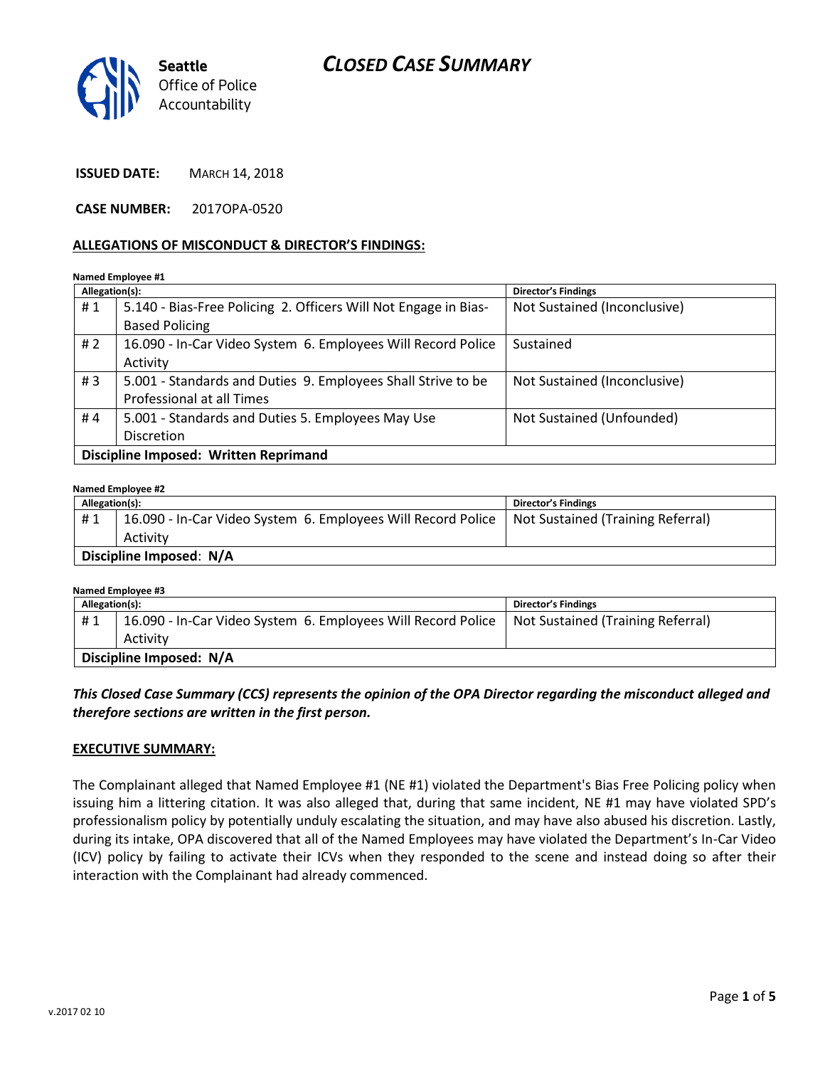# CLOSED CASE SUMMARY

Seattle Office of Police Accountability

**ISSUED DATE:** MARCH 14, 2018

**CASE NUMBER:** 2017OPA-0520

## ALLEGATIONS OF MISCONDUCT & DIRECTOR'S FINDINGS:

**Named Employee #1**

| Allegation(s): | | Director's Findings |
|---|---|---|
| # 1 | 5.140 - Bias-Free Policing 2. Officers Will Not Engage in Bias-Based Policing | Not Sustained (Inconclusive) |
| # 2 | 16.090 - In-Car Video System 6. Employees Will Record Police Activity | Sustained |
| # 3 | 5.001 - Standards and Duties 9. Employees Shall Strive to be Professional at all Times | Not Sustained (Inconclusive) |
| # 4 | 5.001 - Standards and Duties 5. Employees May Use Discretion | Not Sustained (Unfounded) |
| **Discipline Imposed: Written Reprimand** | | |

**Named Employee #2**

| Allegation(s): | | Director's Findings |
|---|---|---|
| # 1 | 16.090 - In-Car Video System 6. Employees Will Record Police Activity | Not Sustained (Training Referral) |
| **Discipline Imposed: N/A** | | |

**Named Employee #3**

| Allegation(s): | | Director's Findings |
|---|---|---|
| # 1 | 16.090 - In-Car Video System 6. Employees Will Record Police Activity | Not Sustained (Training Referral) |
| **Discipline Imposed: N/A** | | |

***This Closed Case Summary (CCS) represents the opinion of the OPA Director regarding the misconduct alleged and therefore sections are written in the first person.***

## EXECUTIVE SUMMARY:

The Complainant alleged that Named Employee #1 (NE #1) violated the Department's Bias Free Policing policy when issuing him a littering citation. It was also alleged that, during that same incident, NE #1 may have violated SPD's professionalism policy by potentially unduly escalating the situation, and may have also abused his discretion. Lastly, during its intake, OPA discovered that all of the Named Employees may have violated the Department's In-Car Video (ICV) policy by failing to activate their ICVs when they responded to the scene and instead doing so after their interaction with the Complainant had already commenced.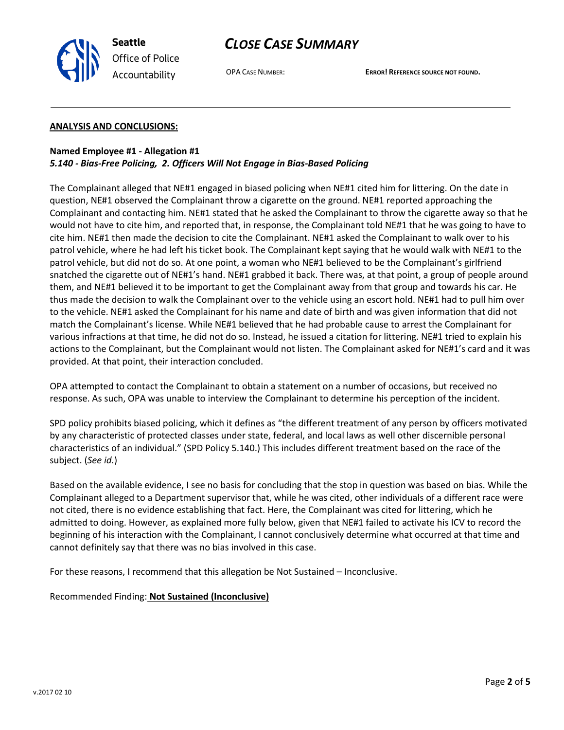## ANALYSIS AND CONCLUSIONS:

**Named Employee #1 - Allegation #1**
***5.140 - Bias-Free Policing, 2. Officers Will Not Engage in Bias-Based Policing***

The Complainant alleged that NE#1 engaged in biased policing when NE#1 cited him for littering. On the date in question, NE#1 observed the Complainant throw a cigarette on the ground. NE#1 reported approaching the Complainant and contacting him. NE#1 stated that he asked the Complainant to throw the cigarette away so that he would not have to cite him, and reported that, in response, the Complainant told NE#1 that he was going to have to cite him. NE#1 then made the decision to cite the Complainant. NE#1 asked the Complainant to walk over to his patrol vehicle, where he had left his ticket book. The Complainant kept saying that he would walk with NE#1 to the patrol vehicle, but did not do so. At one point, a woman who NE#1 believed to be the Complainant's girlfriend snatched the cigarette out of NE#1's hand. NE#1 grabbed it back. There was, at that point, a group of people around them, and NE#1 believed it to be important to get the Complainant away from that group and towards his car. He thus made the decision to walk the Complainant over to the vehicle using an escort hold. NE#1 had to pull him over to the vehicle. NE#1 asked the Complainant for his name and date of birth and was given information that did not match the Complainant's license. While NE#1 believed that he had probable cause to arrest the Complainant for various infractions at that time, he did not do so. Instead, he issued a citation for littering. NE#1 tried to explain his actions to the Complainant, but the Complainant would not listen. The Complainant asked for NE#1's card and it was provided. At that point, their interaction concluded.

OPA attempted to contact the Complainant to obtain a statement on a number of occasions, but received no response. As such, OPA was unable to interview the Complainant to determine his perception of the incident.

SPD policy prohibits biased policing, which it defines as "the different treatment of any person by officers motivated by any characteristic of protected classes under state, federal, and local laws as well other discernible personal characteristics of an individual." (SPD Policy 5.140.) This includes different treatment based on the race of the subject. (*See id.*)

Based on the available evidence, I see no basis for concluding that the stop in question was based on bias. While the Complainant alleged to a Department supervisor that, while he was cited, other individuals of a different race were not cited, there is no evidence establishing that fact. Here, the Complainant was cited for littering, which he admitted to doing. However, as explained more fully below, given that NE#1 failed to activate his ICV to record the beginning of his interaction with the Complainant, I cannot conclusively determine what occurred at that time and cannot definitely say that there was no bias involved in this case.

For these reasons, I recommend that this allegation be Not Sustained – Inconclusive.

Recommended Finding: **Not Sustained (Inconclusive)**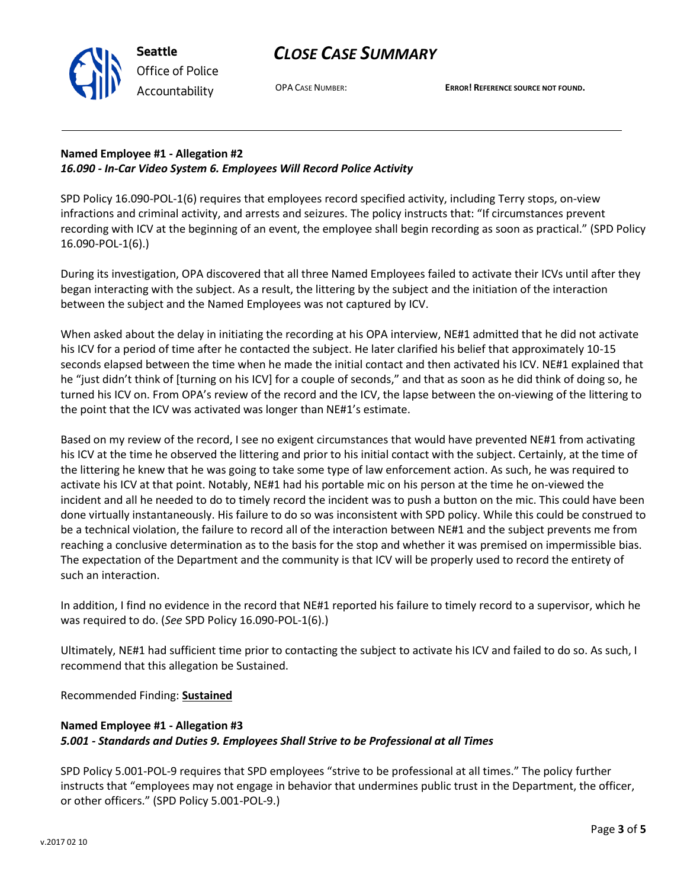**Named Employee #1 - Allegation #2**
***16.090 - In-Car Video System 6. Employees Will Record Police Activity***

SPD Policy 16.090-POL-1(6) requires that employees record specified activity, including Terry stops, on-view infractions and criminal activity, and arrests and seizures. The policy instructs that: "If circumstances prevent recording with ICV at the beginning of an event, the employee shall begin recording as soon as practical." (SPD Policy 16.090-POL-1(6).)

During its investigation, OPA discovered that all three Named Employees failed to activate their ICVs until after they began interacting with the subject. As a result, the littering by the subject and the initiation of the interaction between the subject and the Named Employees was not captured by ICV.

When asked about the delay in initiating the recording at his OPA interview, NE#1 admitted that he did not activate his ICV for a period of time after he contacted the subject. He later clarified his belief that approximately 10-15 seconds elapsed between the time when he made the initial contact and then activated his ICV. NE#1 explained that he "just didn't think of [turning on his ICV] for a couple of seconds," and that as soon as he did think of doing so, he turned his ICV on. From OPA's review of the record and the ICV, the lapse between the on-viewing of the littering to the point that the ICV was activated was longer than NE#1's estimate.

Based on my review of the record, I see no exigent circumstances that would have prevented NE#1 from activating his ICV at the time he observed the littering and prior to his initial contact with the subject. Certainly, at the time of the littering he knew that he was going to take some type of law enforcement action. As such, he was required to activate his ICV at that point. Notably, NE#1 had his portable mic on his person at the time he on-viewed the incident and all he needed to do to timely record the incident was to push a button on the mic. This could have been done virtually instantaneously. His failure to do so was inconsistent with SPD policy. While this could be construed to be a technical violation, the failure to record all of the interaction between NE#1 and the subject prevents me from reaching a conclusive determination as to the basis for the stop and whether it was premised on impermissible bias. The expectation of the Department and the community is that ICV will be properly used to record the entirety of such an interaction.

In addition, I find no evidence in the record that NE#1 reported his failure to timely record to a supervisor, which he was required to do. (*See* SPD Policy 16.090-POL-1(6).)

Ultimately, NE#1 had sufficient time prior to contacting the subject to activate his ICV and failed to do so. As such, I recommend that this allegation be Sustained.

Recommended Finding: **Sustained**

**Named Employee #1 - Allegation #3**
***5.001 - Standards and Duties 9. Employees Shall Strive to be Professional at all Times***

SPD Policy 5.001-POL-9 requires that SPD employees "strive to be professional at all times." The policy further instructs that "employees may not engage in behavior that undermines public trust in the Department, the officer, or other officers." (SPD Policy 5.001-POL-9.)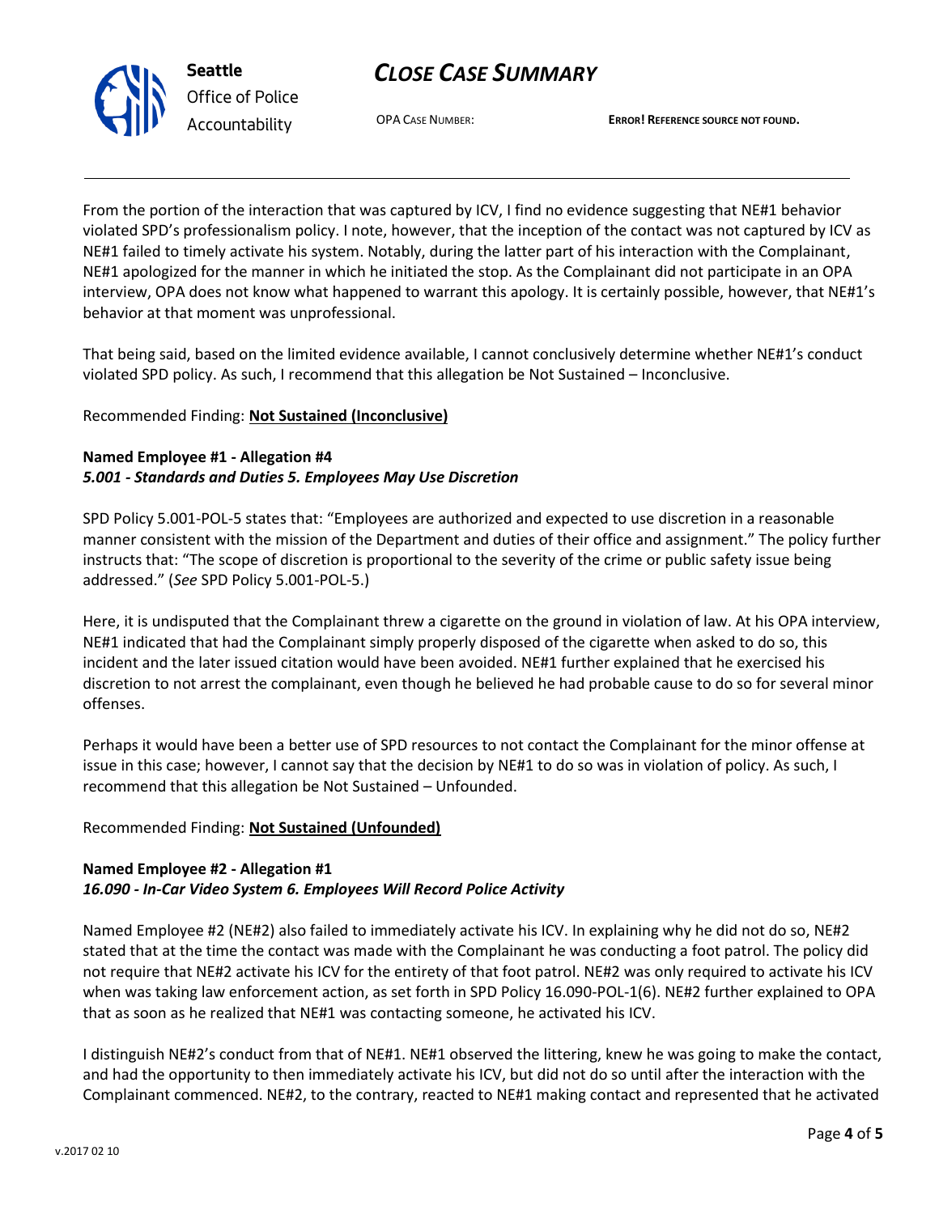From the portion of the interaction that was captured by ICV, I find no evidence suggesting that NE#1 behavior violated SPD's professionalism policy. I note, however, that the inception of the contact was not captured by ICV as NE#1 failed to timely activate his system. Notably, during the latter part of his interaction with the Complainant, NE#1 apologized for the manner in which he initiated the stop. As the Complainant did not participate in an OPA interview, OPA does not know what happened to warrant this apology. It is certainly possible, however, that NE#1's behavior at that moment was unprofessional.

That being said, based on the limited evidence available, I cannot conclusively determine whether NE#1's conduct violated SPD policy. As such, I recommend that this allegation be Not Sustained – Inconclusive.

Recommended Finding: **Not Sustained (Inconclusive)**

**Named Employee #1 - Allegation #4**
***5.001 - Standards and Duties 5. Employees May Use Discretion***

SPD Policy 5.001-POL-5 states that: "Employees are authorized and expected to use discretion in a reasonable manner consistent with the mission of the Department and duties of their office and assignment." The policy further instructs that: "The scope of discretion is proportional to the severity of the crime or public safety issue being addressed." (*See* SPD Policy 5.001-POL-5.)

Here, it is undisputed that the Complainant threw a cigarette on the ground in violation of law. At his OPA interview, NE#1 indicated that had the Complainant simply properly disposed of the cigarette when asked to do so, this incident and the later issued citation would have been avoided. NE#1 further explained that he exercised his discretion to not arrest the complainant, even though he believed he had probable cause to do so for several minor offenses.

Perhaps it would have been a better use of SPD resources to not contact the Complainant for the minor offense at issue in this case; however, I cannot say that the decision by NE#1 to do so was in violation of policy. As such, I recommend that this allegation be Not Sustained – Unfounded.

Recommended Finding: **Not Sustained (Unfounded)**

**Named Employee #2 - Allegation #1**
***16.090 - In-Car Video System 6. Employees Will Record Police Activity***

Named Employee #2 (NE#2) also failed to immediately activate his ICV. In explaining why he did not do so, NE#2 stated that at the time the contact was made with the Complainant he was conducting a foot patrol. The policy did not require that NE#2 activate his ICV for the entirety of that foot patrol. NE#2 was only required to activate his ICV when was taking law enforcement action, as set forth in SPD Policy 16.090-POL-1(6). NE#2 further explained to OPA that as soon as he realized that NE#1 was contacting someone, he activated his ICV.

I distinguish NE#2's conduct from that of NE#1. NE#1 observed the littering, knew he was going to make the contact, and had the opportunity to then immediately activate his ICV, but did not do so until after the interaction with the Complainant commenced. NE#2, to the contrary, reacted to NE#1 making contact and represented that he activated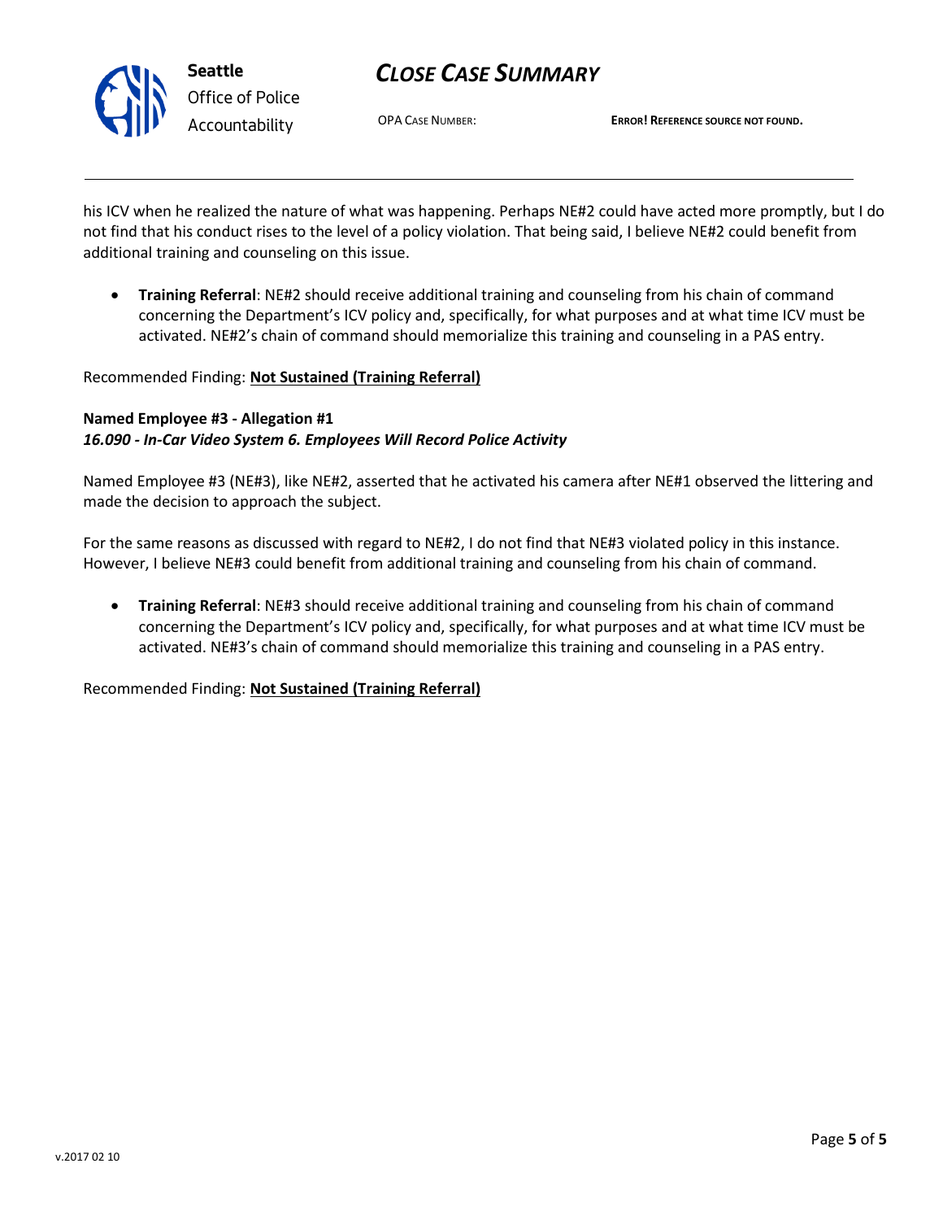his ICV when he realized the nature of what was happening. Perhaps NE#2 could have acted more promptly, but I do not find that his conduct rises to the level of a policy violation. That being said, I believe NE#2 could benefit from additional training and counseling on this issue.

- **Training Referral**: NE#2 should receive additional training and counseling from his chain of command concerning the Department's ICV policy and, specifically, for what purposes and at what time ICV must be activated. NE#2's chain of command should memorialize this training and counseling in a PAS entry.

Recommended Finding: **Not Sustained (Training Referral)**

**Named Employee #3 - Allegation #1**
***16.090 - In-Car Video System 6. Employees Will Record Police Activity***

Named Employee #3 (NE#3), like NE#2, asserted that he activated his camera after NE#1 observed the littering and made the decision to approach the subject.

For the same reasons as discussed with regard to NE#2, I do not find that NE#3 violated policy in this instance. However, I believe NE#3 could benefit from additional training and counseling from his chain of command.

- **Training Referral**: NE#3 should receive additional training and counseling from his chain of command concerning the Department's ICV policy and, specifically, for what purposes and at what time ICV must be activated. NE#3's chain of command should memorialize this training and counseling in a PAS entry.

Recommended Finding: **Not Sustained (Training Referral)**